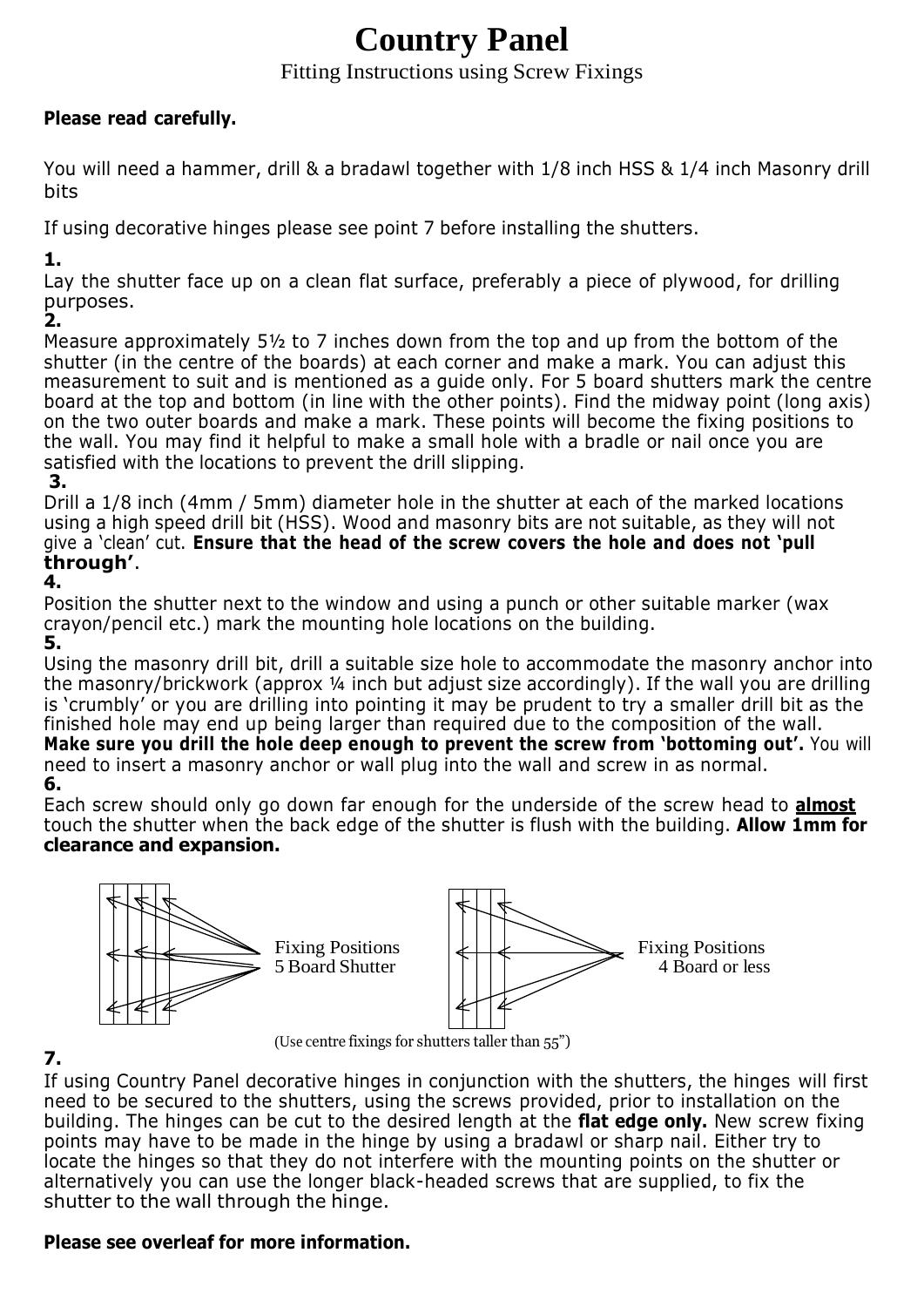# Country Panel

Fitting Instructions using Screw Fixings

**Please read carefully.**

You will need a hammer, drill & a bradawl together with 1/8 inch HSS & 1/4 inch Masonry drill bits

If using decorative hinges please see point 7 before installing the shutters.

**1.**
Lay the shutter face up on a clean flat surface, preferably a piece of plywood, for drilling purposes.

**2.**
Measure approximately 5½ to 7 inches down from the top and up from the bottom of the shutter (in the centre of the boards) at each corner and make a mark. You can adjust this measurement to suit and is mentioned as a guide only. For 5 board shutters mark the centre board at the top and bottom (in line with the other points). Find the midway point (long axis) on the two outer boards and make a mark. These points will become the fixing positions to the wall. You may find it helpful to make a small hole with a bradle or nail once you are satisfied with the locations to prevent the drill slipping.

**3.**
Drill a 1/8 inch (4mm / 5mm) diameter hole in the shutter at each of the marked locations using a high speed drill bit (HSS). Wood and masonry bits are not suitable, as they will not give a 'clean' cut. **Ensure that the head of the screw covers the hole and does not 'pull through'**.

**4.**
Position the shutter next to the window and using a punch or other suitable marker (wax crayon/pencil etc.) mark the mounting hole locations on the building.

**5.**
Using the masonry drill bit, drill a suitable size hole to accommodate the masonry anchor into the masonry/brickwork (approx ¼ inch but adjust size accordingly). If the wall you are drilling is 'crumbly' or you are drilling into pointing it may be prudent to try a smaller drill bit as the finished hole may end up being larger than required due to the composition of the wall. **Make sure you drill the hole deep enough to prevent the screw from 'bottoming out'.** You will need to insert a masonry anchor or wall plug into the wall and screw in as normal.

**6.**
Each screw should only go down far enough for the underside of the screw head to **almost** touch the shutter when the back edge of the shutter is flush with the building. **Allow 1mm for clearance and expansion.**

Fixing Positions
5 Board Shutter

Fixing Positions
4 Board or less

(Use centre fixings for shutters taller than 55")

**7.**
If using Country Panel decorative hinges in conjunction with the shutters, the hinges will first need to be secured to the shutters, using the screws provided, prior to installation on the building. The hinges can be cut to the desired length at the **flat edge only.** New screw fixing points may have to be made in the hinge by using a bradawl or sharp nail. Either try to locate the hinges so that they do not interfere with the mounting points on the shutter or alternatively you can use the longer black-headed screws that are supplied, to fix the shutter to the wall through the hinge.

**Please see overleaf for more information.**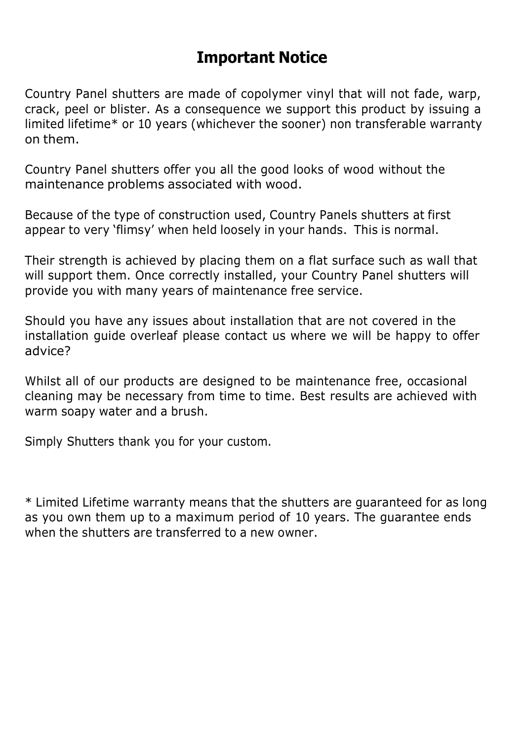# Important Notice

Country Panel shutters are made of copolymer vinyl that will not fade, warp, crack, peel or blister. As a consequence we support this product by issuing a limited lifetime* or 10 years (whichever the sooner) non transferable warranty on them.

Country Panel shutters offer you all the good looks of wood without the maintenance problems associated with wood.

Because of the type of construction used, Country Panels shutters at first appear to very 'flimsy' when held loosely in your hands. This is normal.

Their strength is achieved by placing them on a flat surface such as wall that will support them. Once correctly installed, your Country Panel shutters will provide you with many years of maintenance free service.

Should you have any issues about installation that are not covered in the installation guide overleaf please contact us where we will be happy to offer advice?

Whilst all of our products are designed to be maintenance free, occasional cleaning may be necessary from time to time. Best results are achieved with warm soapy water and a brush.

Simply Shutters thank you for your custom.

* Limited Lifetime warranty means that the shutters are guaranteed for as long as you own them up to a maximum period of 10 years. The guarantee ends when the shutters are transferred to a new owner.